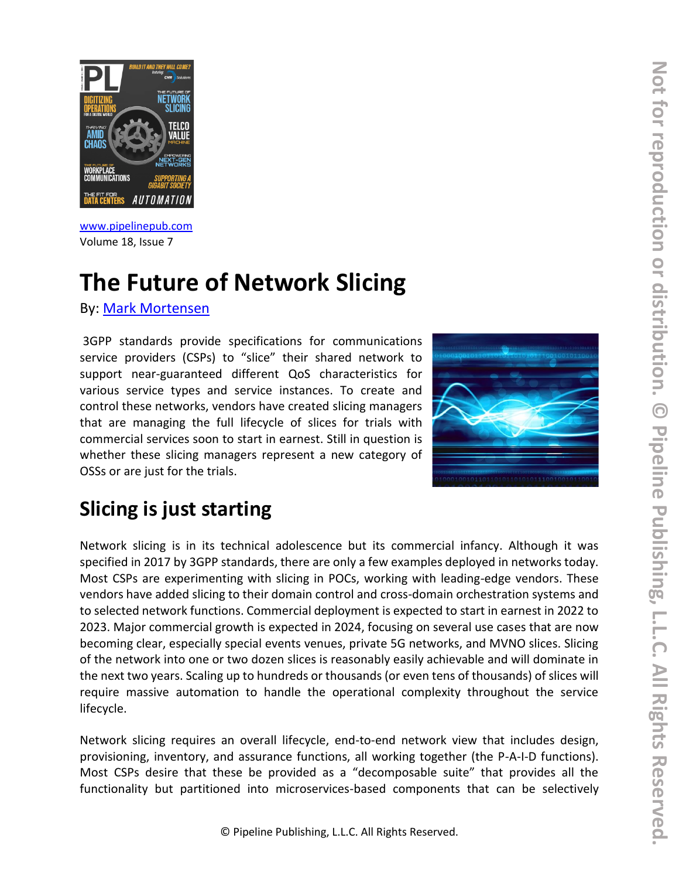www.pipelinepub.com
Volume 18, Issue 7

# The Future of Network Slicing

By: Mark Mortensen

3GPP standards provide specifications for communications service providers (CSPs) to "slice" their shared network to support near-guaranteed different QoS characteristics for various service types and service instances. To create and control these networks, vendors have created slicing managers that are managing the full lifecycle of slices for trials with commercial services soon to start in earnest. Still in question is whether these slicing managers represent a new category of OSSs or are just for the trials.

## Slicing is just starting

Network slicing is in its technical adolescence but its commercial infancy. Although it was specified in 2017 by 3GPP standards, there are only a few examples deployed in networks today. Most CSPs are experimenting with slicing in POCs, working with leading-edge vendors. These vendors have added slicing to their domain control and cross-domain orchestration systems and to selected network functions. Commercial deployment is expected to start in earnest in 2022 to 2023. Major commercial growth is expected in 2024, focusing on several use cases that are now becoming clear, especially special events venues, private 5G networks, and MVNO slices. Slicing of the network into one or two dozen slices is reasonably easily achievable and will dominate in the next two years. Scaling up to hundreds or thousands (or even tens of thousands) of slices will require massive automation to handle the operational complexity throughout the service lifecycle.

Network slicing requires an overall lifecycle, end-to-end network view that includes design, provisioning, inventory, and assurance functions, all working together (the P-A-I-D functions). Most CSPs desire that these be provided as a "decomposable suite" that provides all the functionality but partitioned into microservices-based components that can be selectively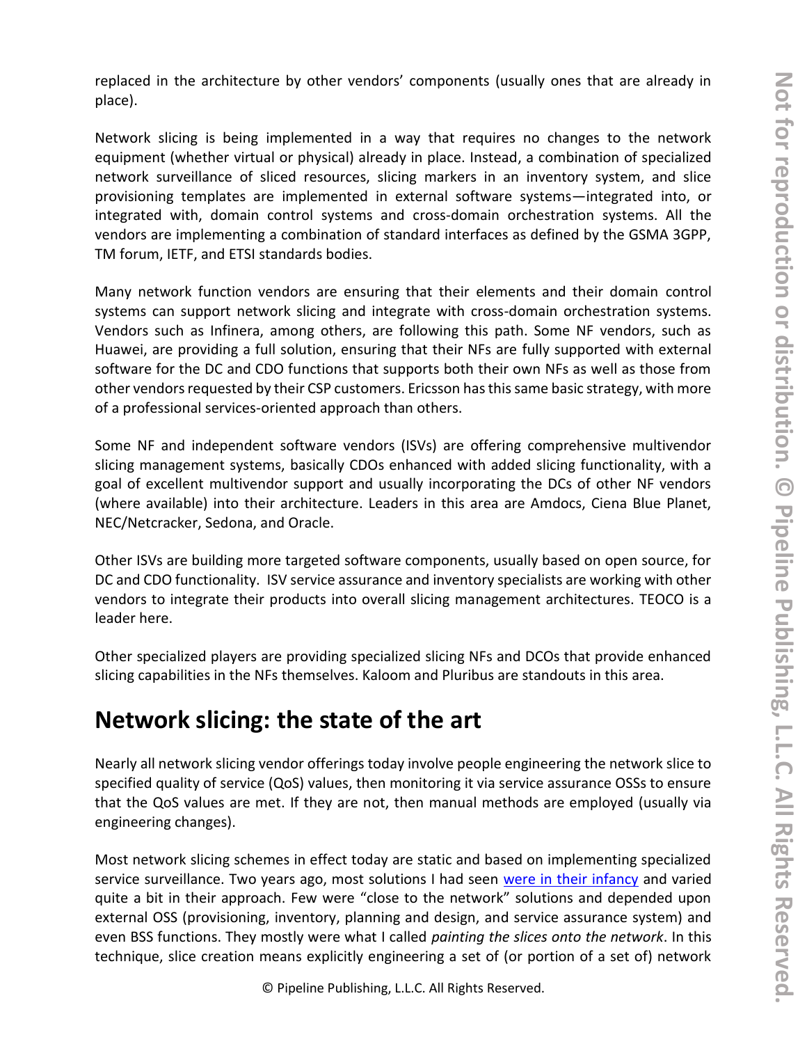replaced in the architecture by other vendors' components (usually ones that are already in place).

Network slicing is being implemented in a way that requires no changes to the network equipment (whether virtual or physical) already in place. Instead, a combination of specialized network surveillance of sliced resources, slicing markers in an inventory system, and slice provisioning templates are implemented in external software systems—integrated into, or integrated with, domain control systems and cross-domain orchestration systems. All the vendors are implementing a combination of standard interfaces as defined by the GSMA 3GPP, TM forum, IETF, and ETSI standards bodies.

Many network function vendors are ensuring that their elements and their domain control systems can support network slicing and integrate with cross-domain orchestration systems. Vendors such as Infinera, among others, are following this path. Some NF vendors, such as Huawei, are providing a full solution, ensuring that their NFs are fully supported with external software for the DC and CDO functions that supports both their own NFs as well as those from other vendors requested by their CSP customers. Ericsson has this same basic strategy, with more of a professional services-oriented approach than others.

Some NF and independent software vendors (ISVs) are offering comprehensive multivendor slicing management systems, basically CDOs enhanced with added slicing functionality, with a goal of excellent multivendor support and usually incorporating the DCs of other NF vendors (where available) into their architecture. Leaders in this area are Amdocs, Ciena Blue Planet, NEC/Netcracker, Sedona, and Oracle.

Other ISVs are building more targeted software components, usually based on open source, for DC and CDO functionality. ISV service assurance and inventory specialists are working with other vendors to integrate their products into overall slicing management architectures. TEOCO is a leader here.

Other specialized players are providing specialized slicing NFs and DCOs that provide enhanced slicing capabilities in the NFs themselves. Kaloom and Pluribus are standouts in this area.

## Network slicing: the state of the art

Nearly all network slicing vendor offerings today involve people engineering the network slice to specified quality of service (QoS) values, then monitoring it via service assurance OSSs to ensure that the QoS values are met. If they are not, then manual methods are employed (usually via engineering changes).

Most network slicing schemes in effect today are static and based on implementing specialized service surveillance. Two years ago, most solutions I had seen were in their infancy and varied quite a bit in their approach. Few were "close to the network" solutions and depended upon external OSS (provisioning, inventory, planning and design, and service assurance system) and even BSS functions. They mostly were what I called *painting the slices onto the network*. In this technique, slice creation means explicitly engineering a set of (or portion of a set of) network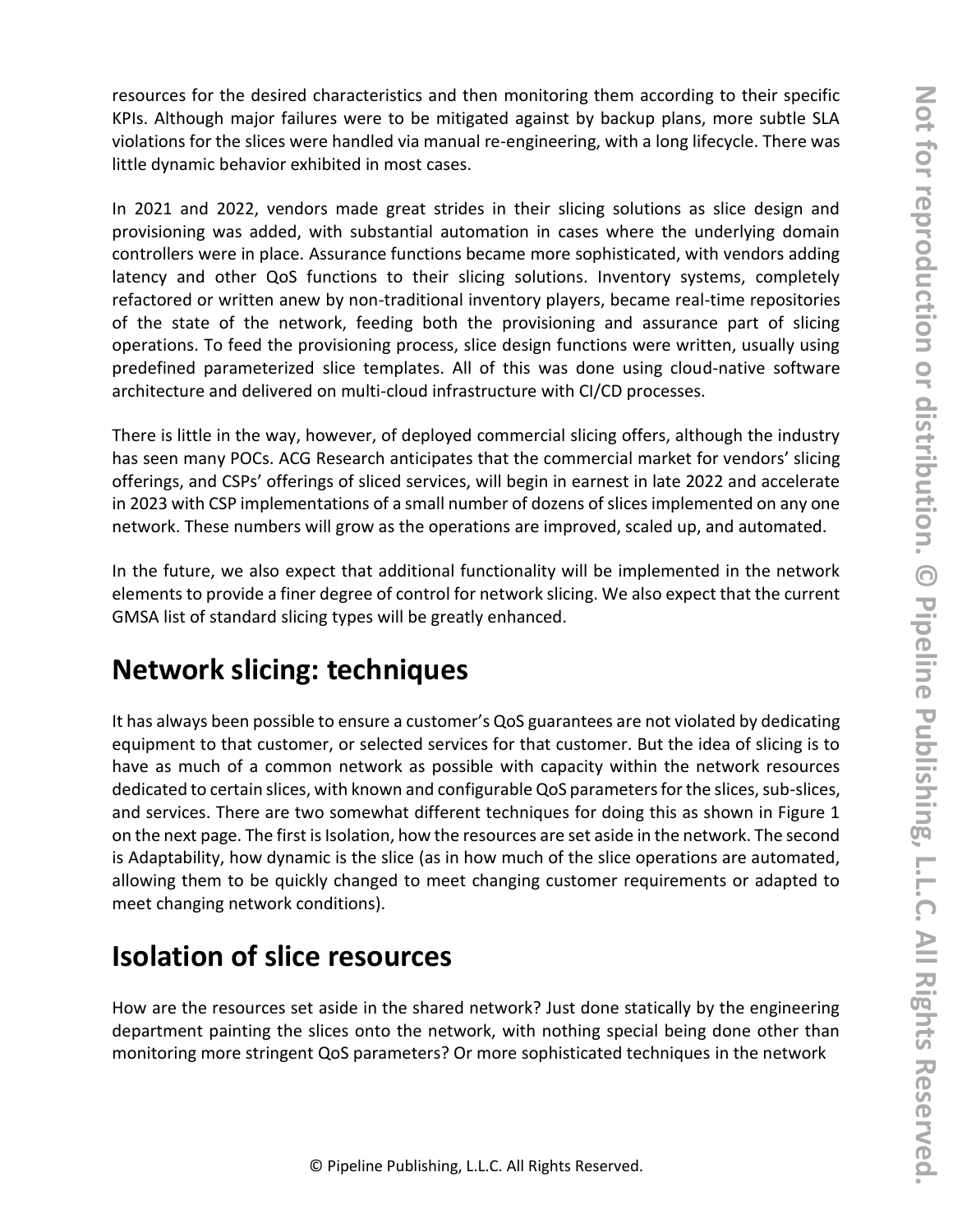resources for the desired characteristics and then monitoring them according to their specific KPIs. Although major failures were to be mitigated against by backup plans, more subtle SLA violations for the slices were handled via manual re-engineering, with a long lifecycle. There was little dynamic behavior exhibited in most cases.

In 2021 and 2022, vendors made great strides in their slicing solutions as slice design and provisioning was added, with substantial automation in cases where the underlying domain controllers were in place. Assurance functions became more sophisticated, with vendors adding latency and other QoS functions to their slicing solutions. Inventory systems, completely refactored or written anew by non-traditional inventory players, became real-time repositories of the state of the network, feeding both the provisioning and assurance part of slicing operations. To feed the provisioning process, slice design functions were written, usually using predefined parameterized slice templates. All of this was done using cloud-native software architecture and delivered on multi-cloud infrastructure with CI/CD processes.

There is little in the way, however, of deployed commercial slicing offers, although the industry has seen many POCs. ACG Research anticipates that the commercial market for vendors' slicing offerings, and CSPs' offerings of sliced services, will begin in earnest in late 2022 and accelerate in 2023 with CSP implementations of a small number of dozens of slices implemented on any one network. These numbers will grow as the operations are improved, scaled up, and automated.

In the future, we also expect that additional functionality will be implemented in the network elements to provide a finer degree of control for network slicing. We also expect that the current GMSA list of standard slicing types will be greatly enhanced.

## Network slicing: techniques

It has always been possible to ensure a customer's QoS guarantees are not violated by dedicating equipment to that customer, or selected services for that customer. But the idea of slicing is to have as much of a common network as possible with capacity within the network resources dedicated to certain slices, with known and configurable QoS parameters for the slices, sub-slices, and services. There are two somewhat different techniques for doing this as shown in Figure 1 on the next page. The first is Isolation, how the resources are set aside in the network. The second is Adaptability, how dynamic is the slice (as in how much of the slice operations are automated, allowing them to be quickly changed to meet changing customer requirements or adapted to meet changing network conditions).

## Isolation of slice resources

How are the resources set aside in the shared network? Just done statically by the engineering department painting the slices onto the network, with nothing special being done other than monitoring more stringent QoS parameters? Or more sophisticated techniques in the network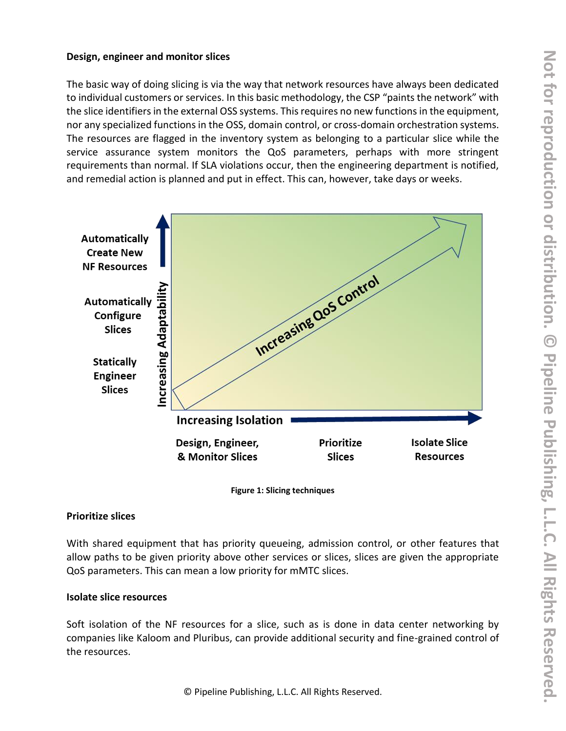### Design, engineer and monitor slices

The basic way of doing slicing is via the way that network resources have always been dedicated to individual customers or services. In this basic methodology, the CSP "paints the network" with the slice identifiers in the external OSS systems. This requires no new functions in the equipment, nor any specialized functions in the OSS, domain control, or cross-domain orchestration systems. The resources are flagged in the inventory system as belonging to a particular slice while the service assurance system monitors the QoS parameters, perhaps with more stringent requirements than normal. If SLA violations occur, then the engineering department is notified, and remedial action is planned and put in effect. This can, however, take days or weeks.

Figure 1: Slicing techniques

### Prioritize slices

With shared equipment that has priority queueing, admission control, or other features that allow paths to be given priority above other services or slices, slices are given the appropriate QoS parameters. This can mean a low priority for mMTC slices.

### Isolate slice resources

Soft isolation of the NF resources for a slice, such as is done in data center networking by companies like Kaloom and Pluribus, can provide additional security and fine-grained control of the resources.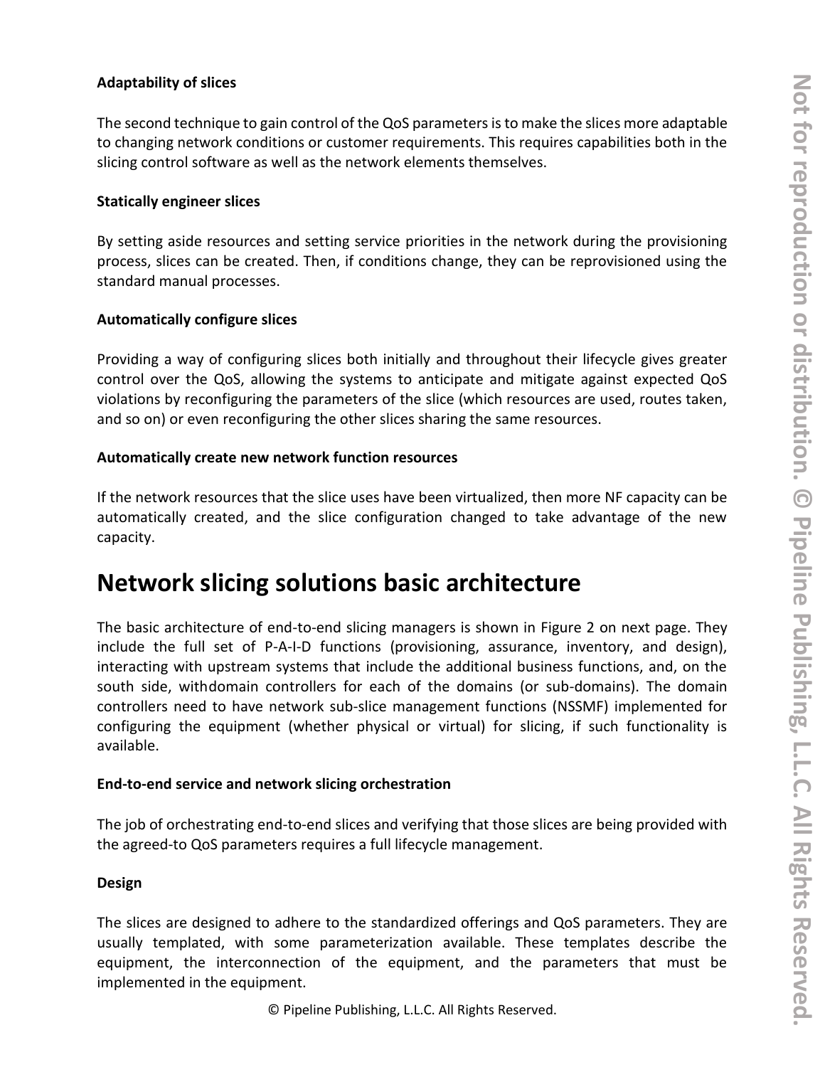**Adaptability of slices**

The second technique to gain control of the QoS parameters is to make the slices more adaptable to changing network conditions or customer requirements. This requires capabilities both in the slicing control software as well as the network elements themselves.

**Statically engineer slices**

By setting aside resources and setting service priorities in the network during the provisioning process, slices can be created. Then, if conditions change, they can be reprovisioned using the standard manual processes.

**Automatically configure slices**

Providing a way of configuring slices both initially and throughout their lifecycle gives greater control over the QoS, allowing the systems to anticipate and mitigate against expected QoS violations by reconfiguring the parameters of the slice (which resources are used, routes taken, and so on) or even reconfiguring the other slices sharing the same resources.

**Automatically create new network function resources**

If the network resources that the slice uses have been virtualized, then more NF capacity can be automatically created, and the slice configuration changed to take advantage of the new capacity.

## Network slicing solutions basic architecture

The basic architecture of end-to-end slicing managers is shown in Figure 2 on next page. They include the full set of P-A-I-D functions (provisioning, assurance, inventory, and design), interacting with upstream systems that include the additional business functions, and, on the south side, withdomain controllers for each of the domains (or sub-domains). The domain controllers need to have network sub-slice management functions (NSSMF) implemented for configuring the equipment (whether physical or virtual) for slicing, if such functionality is available.

**End-to-end service and network slicing orchestration**

The job of orchestrating end-to-end slices and verifying that those slices are being provided with the agreed-to QoS parameters requires a full lifecycle management.

**Design**

The slices are designed to adhere to the standardized offerings and QoS parameters. They are usually templated, with some parameterization available. These templates describe the equipment, the interconnection of the equipment, and the parameters that must be implemented in the equipment.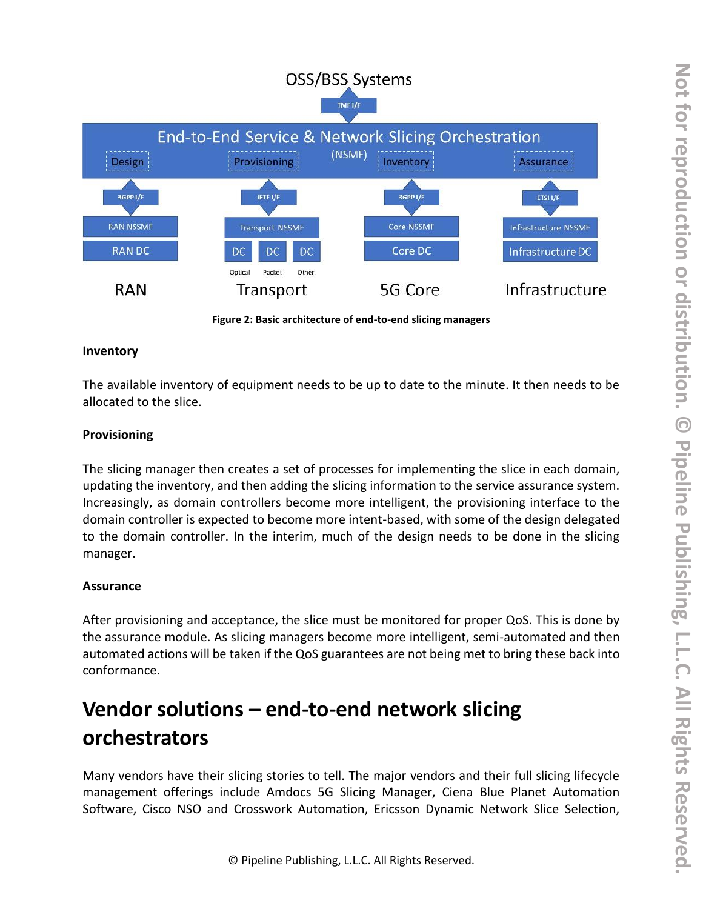**Figure 2: Basic architecture of end-to-end slicing managers**

**Inventory**

The available inventory of equipment needs to be up to date to the minute. It then needs to be allocated to the slice.

**Provisioning**

The slicing manager then creates a set of processes for implementing the slice in each domain, updating the inventory, and then adding the slicing information to the service assurance system. Increasingly, as domain controllers become more intelligent, the provisioning interface to the domain controller is expected to become more intent-based, with some of the design delegated to the domain controller. In the interim, much of the design needs to be done in the slicing manager.

**Assurance**

After provisioning and acceptance, the slice must be monitored for proper QoS. This is done by the assurance module. As slicing managers become more intelligent, semi-automated and then automated actions will be taken if the QoS guarantees are not being met to bring these back into conformance.

## Vendor solutions – end-to-end network slicing orchestrators

Many vendors have their slicing stories to tell. The major vendors and their full slicing lifecycle management offerings include Amdocs 5G Slicing Manager, Ciena Blue Planet Automation Software, Cisco NSO and Crosswork Automation, Ericsson Dynamic Network Slice Selection,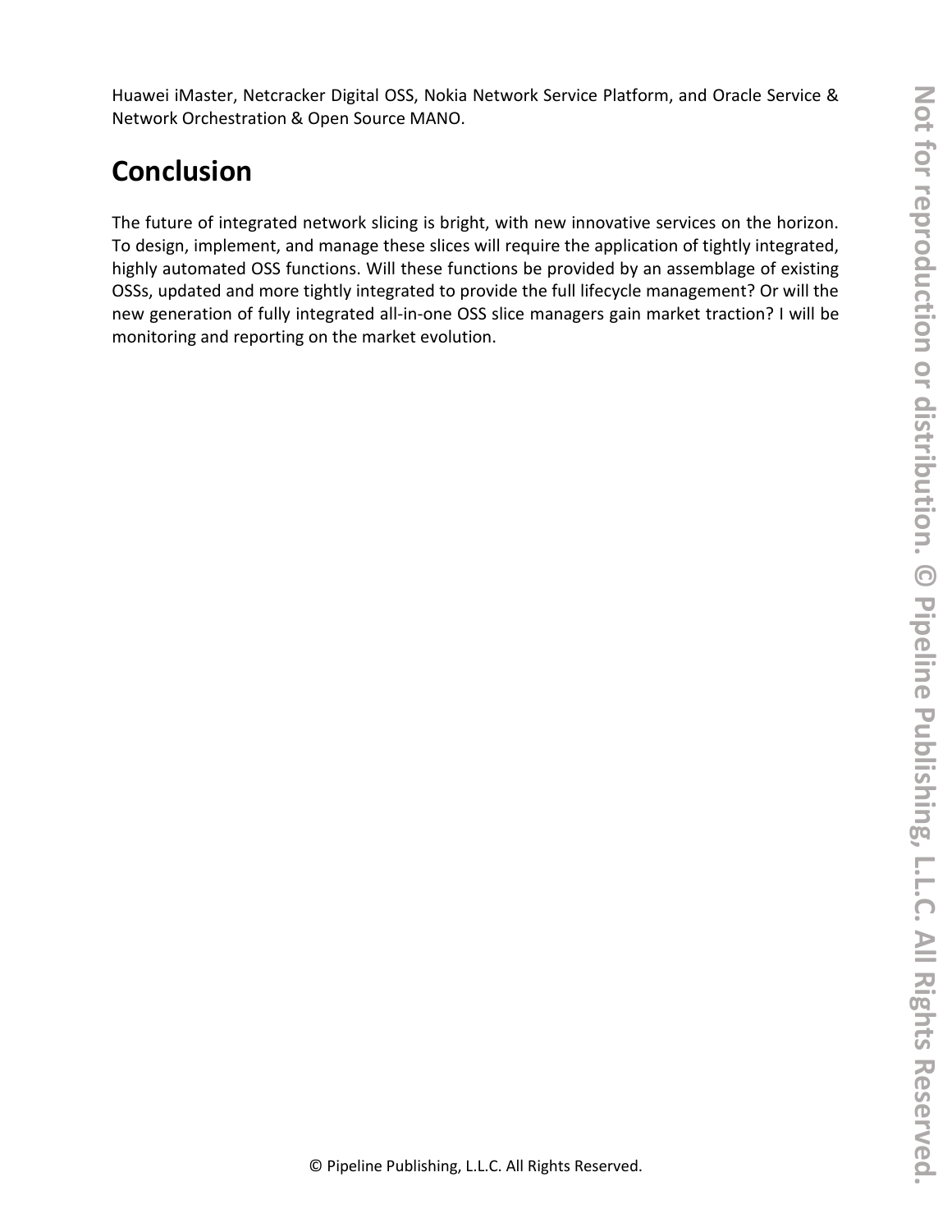Huawei iMaster, Netcracker Digital OSS, Nokia Network Service Platform, and Oracle Service & Network Orchestration & Open Source MANO.

## Conclusion

The future of integrated network slicing is bright, with new innovative services on the horizon. To design, implement, and manage these slices will require the application of tightly integrated, highly automated OSS functions. Will these functions be provided by an assemblage of existing OSSs, updated and more tightly integrated to provide the full lifecycle management? Or will the new generation of fully integrated all-in-one OSS slice managers gain market traction? I will be monitoring and reporting on the market evolution.